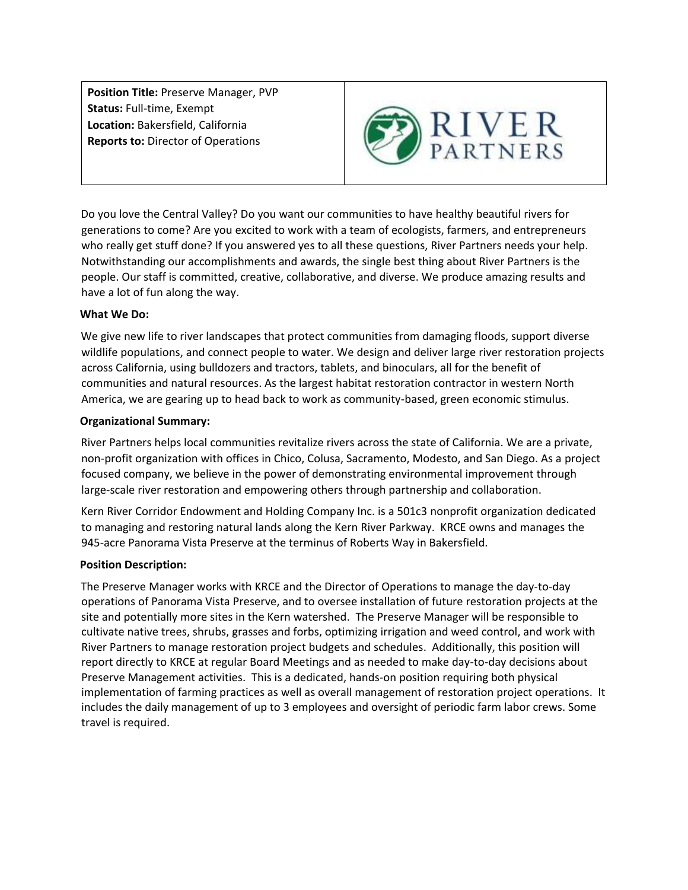**Position Title:** Preserve Manager, PVP
**Status:** Full-time, Exempt
**Location:** Bakersfield, California
**Reports to:** Director of Operations

Do you love the Central Valley? Do you want our communities to have healthy beautiful rivers for generations to come? Are you excited to work with a team of ecologists, farmers, and entrepreneurs who really get stuff done? If you answered yes to all these questions, River Partners needs your help. Notwithstanding our accomplishments and awards, the single best thing about River Partners is the people. Our staff is committed, creative, collaborative, and diverse. We produce amazing results and have a lot of fun along the way.

**What We Do:**

We give new life to river landscapes that protect communities from damaging floods, support diverse wildlife populations, and connect people to water. We design and deliver large river restoration projects across California, using bulldozers and tractors, tablets, and binoculars, all for the benefit of communities and natural resources. As the largest habitat restoration contractor in western North America, we are gearing up to head back to work as community-based, green economic stimulus.

**Organizational Summary:**

River Partners helps local communities revitalize rivers across the state of California. We are a private, non-profit organization with offices in Chico, Colusa, Sacramento, Modesto, and San Diego. As a project focused company, we believe in the power of demonstrating environmental improvement through large-scale river restoration and empowering others through partnership and collaboration.

Kern River Corridor Endowment and Holding Company Inc. is a 501c3 nonprofit organization dedicated to managing and restoring natural lands along the Kern River Parkway. KRCE owns and manages the 945-acre Panorama Vista Preserve at the terminus of Roberts Way in Bakersfield.

**Position Description:**

The Preserve Manager works with KRCE and the Director of Operations to manage the day-to-day operations of Panorama Vista Preserve, and to oversee installation of future restoration projects at the site and potentially more sites in the Kern watershed. The Preserve Manager will be responsible to cultivate native trees, shrubs, grasses and forbs, optimizing irrigation and weed control, and work with River Partners to manage restoration project budgets and schedules. Additionally, this position will report directly to KRCE at regular Board Meetings and as needed to make day-to-day decisions about Preserve Management activities. This is a dedicated, hands-on position requiring both physical implementation of farming practices as well as overall management of restoration project operations. It includes the daily management of up to 3 employees and oversight of periodic farm labor crews. Some travel is required.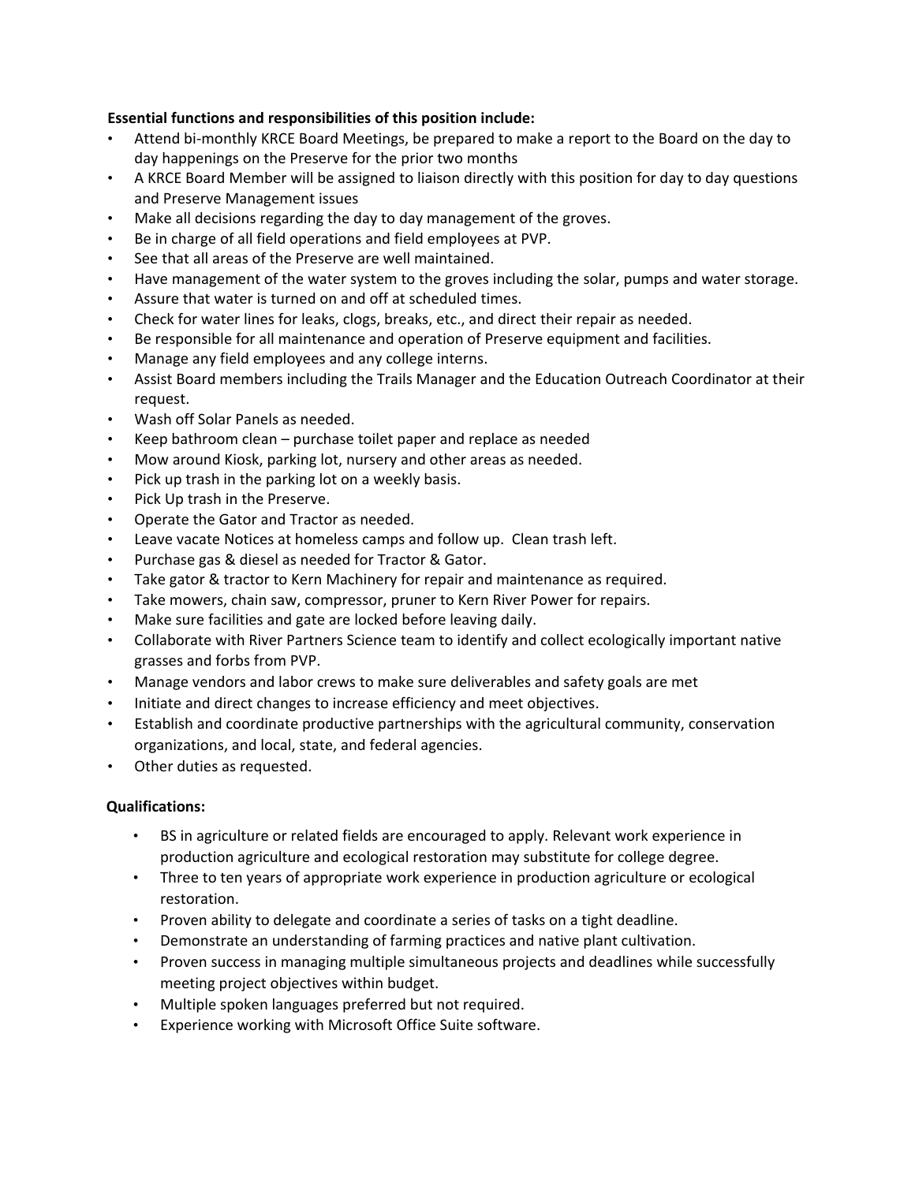**Essential functions and responsibilities of this position include:**

- Attend bi-monthly KRCE Board Meetings, be prepared to make a report to the Board on the day to day happenings on the Preserve for the prior two months
- A KRCE Board Member will be assigned to liaison directly with this position for day to day questions and Preserve Management issues
- Make all decisions regarding the day to day management of the groves.
- Be in charge of all field operations and field employees at PVP.
- See that all areas of the Preserve are well maintained.
- Have management of the water system to the groves including the solar, pumps and water storage.
- Assure that water is turned on and off at scheduled times.
- Check for water lines for leaks, clogs, breaks, etc., and direct their repair as needed.
- Be responsible for all maintenance and operation of Preserve equipment and facilities.
- Manage any field employees and any college interns.
- Assist Board members including the Trails Manager and the Education Outreach Coordinator at their request.
- Wash off Solar Panels as needed.
- Keep bathroom clean – purchase toilet paper and replace as needed
- Mow around Kiosk, parking lot, nursery and other areas as needed.
- Pick up trash in the parking lot on a weekly basis.
- Pick Up trash in the Preserve.
- Operate the Gator and Tractor as needed.
- Leave vacate Notices at homeless camps and follow up. Clean trash left.
- Purchase gas & diesel as needed for Tractor & Gator.
- Take gator & tractor to Kern Machinery for repair and maintenance as required.
- Take mowers, chain saw, compressor, pruner to Kern River Power for repairs.
- Make sure facilities and gate are locked before leaving daily.
- Collaborate with River Partners Science team to identify and collect ecologically important native grasses and forbs from PVP.
- Manage vendors and labor crews to make sure deliverables and safety goals are met
- Initiate and direct changes to increase efficiency and meet objectives.
- Establish and coordinate productive partnerships with the agricultural community, conservation organizations, and local, state, and federal agencies.
- Other duties as requested.

**Qualifications:**

- BS in agriculture or related fields are encouraged to apply. Relevant work experience in production agriculture and ecological restoration may substitute for college degree.
- Three to ten years of appropriate work experience in production agriculture or ecological restoration.
- Proven ability to delegate and coordinate a series of tasks on a tight deadline.
- Demonstrate an understanding of farming practices and native plant cultivation.
- Proven success in managing multiple simultaneous projects and deadlines while successfully meeting project objectives within budget.
- Multiple spoken languages preferred but not required.
- Experience working with Microsoft Office Suite software.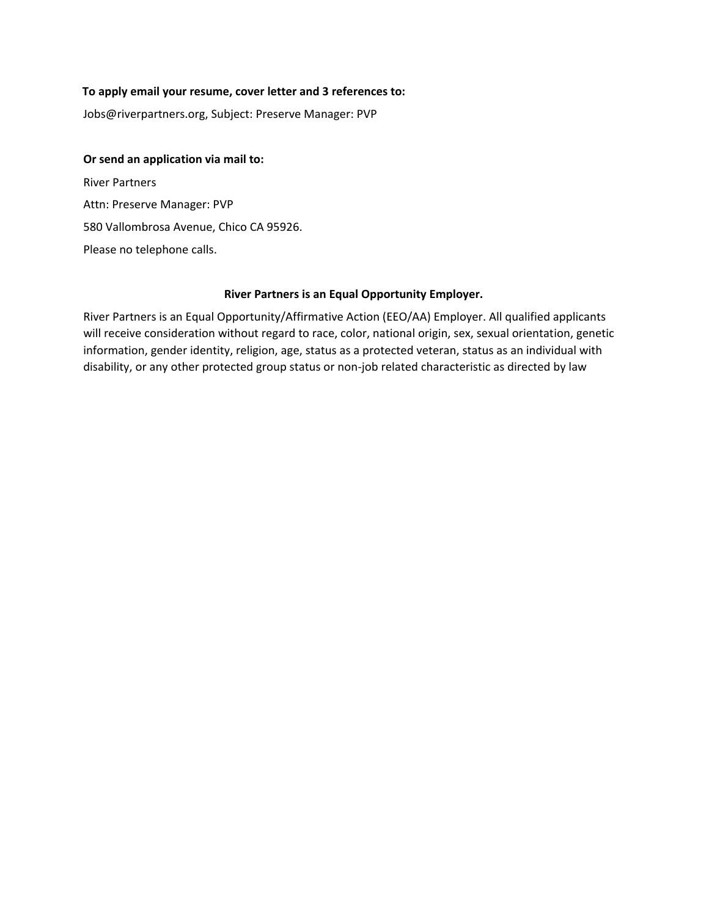**To apply email your resume, cover letter and 3 references to:**

Jobs@riverpartners.org, Subject: Preserve Manager: PVP

**Or send an application via mail to:**

River Partners

Attn: Preserve Manager: PVP

580 Vallombrosa Avenue, Chico CA 95926.

Please no telephone calls.

**River Partners is an Equal Opportunity Employer.**

River Partners is an Equal Opportunity/Affirmative Action (EEO/AA) Employer. All qualified applicants will receive consideration without regard to race, color, national origin, sex, sexual orientation, genetic information, gender identity, religion, age, status as a protected veteran, status as an individual with disability, or any other protected group status or non-job related characteristic as directed by law